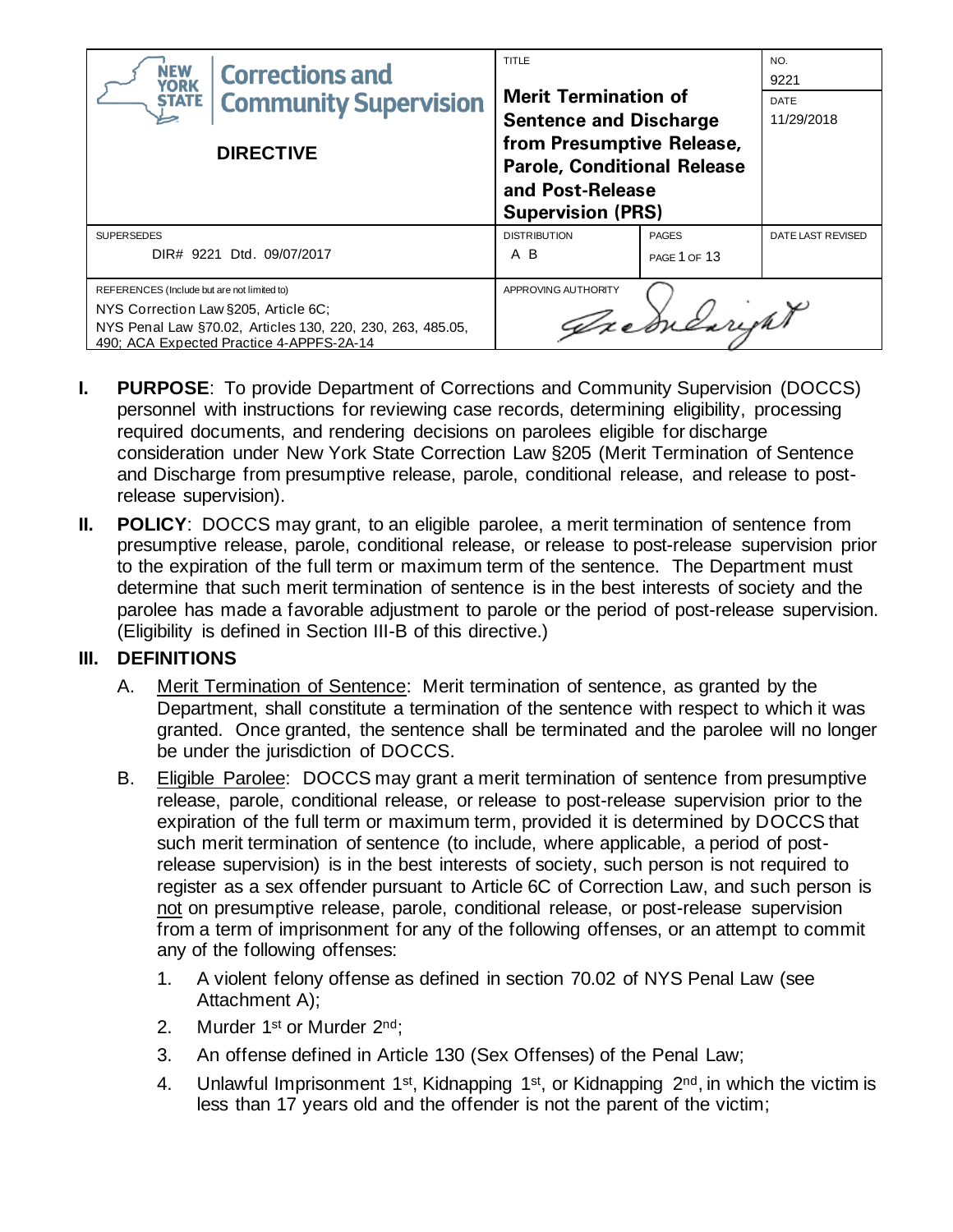| NEW YORK STATE Corrections and Community Supervision<br><br>**DIRECTIVE** | TITLE<br><br>**Merit Termination of Sentence and Discharge from Presumptive Release, Parole, Conditional Release and Post-Release Supervision (PRS)** | | NO.<br>9221<br><br>DATE<br>11/29/2018 |
|---|---|---|---|
| SUPERSEDES<br>DIR# 9221 Dtd. 09/07/2017 | DISTRIBUTION<br>A B | PAGES<br>PAGE 1 OF 13 | DATE LAST REVISED |
| REFERENCES (Include but are not limited to)<br>NYS Correction Law §205, Article 6C;<br>NYS Penal Law §70.02, Articles 130, 220, 230, 263, 485.05, 490; ACA Expected Practice 4-APPFS-2A-14 | APPROVING AUTHORITY<br>*Signature* | | |

**I. PURPOSE**: To provide Department of Corrections and Community Supervision (DOCCS) personnel with instructions for reviewing case records, determining eligibility, processing required documents, and rendering decisions on parolees eligible for discharge consideration under New York State Correction Law §205 (Merit Termination of Sentence and Discharge from presumptive release, parole, conditional release, and release to post-release supervision).

**II. POLICY**: DOCCS may grant, to an eligible parolee, a merit termination of sentence from presumptive release, parole, conditional release, or release to post-release supervision prior to the expiration of the full term or maximum term of the sentence. The Department must determine that such merit termination of sentence is in the best interests of society and the parolee has made a favorable adjustment to parole or the period of post-release supervision. (Eligibility is defined in Section III-B of this directive.)

**III. DEFINITIONS**

A. Merit Termination of Sentence: Merit termination of sentence, as granted by the Department, shall constitute a termination of the sentence with respect to which it was granted. Once granted, the sentence shall be terminated and the parolee will no longer be under the jurisdiction of DOCCS.

B. Eligible Parolee: DOCCS may grant a merit termination of sentence from presumptive release, parole, conditional release, or release to post-release supervision prior to the expiration of the full term or maximum term, provided it is determined by DOCCS that such merit termination of sentence (to include, where applicable, a period of post-release supervision) is in the best interests of society, such person is not required to register as a sex offender pursuant to Article 6C of Correction Law, and such person is not on presumptive release, parole, conditional release, or post-release supervision from a term of imprisonment for any of the following offenses, or an attempt to commit any of the following offenses:

1. A violent felony offense as defined in section 70.02 of NYS Penal Law (see Attachment A);
2. Murder 1st or Murder 2nd;
3. An offense defined in Article 130 (Sex Offenses) of the Penal Law;
4. Unlawful Imprisonment 1st, Kidnapping 1st, or Kidnapping 2nd, in which the victim is less than 17 years old and the offender is not the parent of the victim;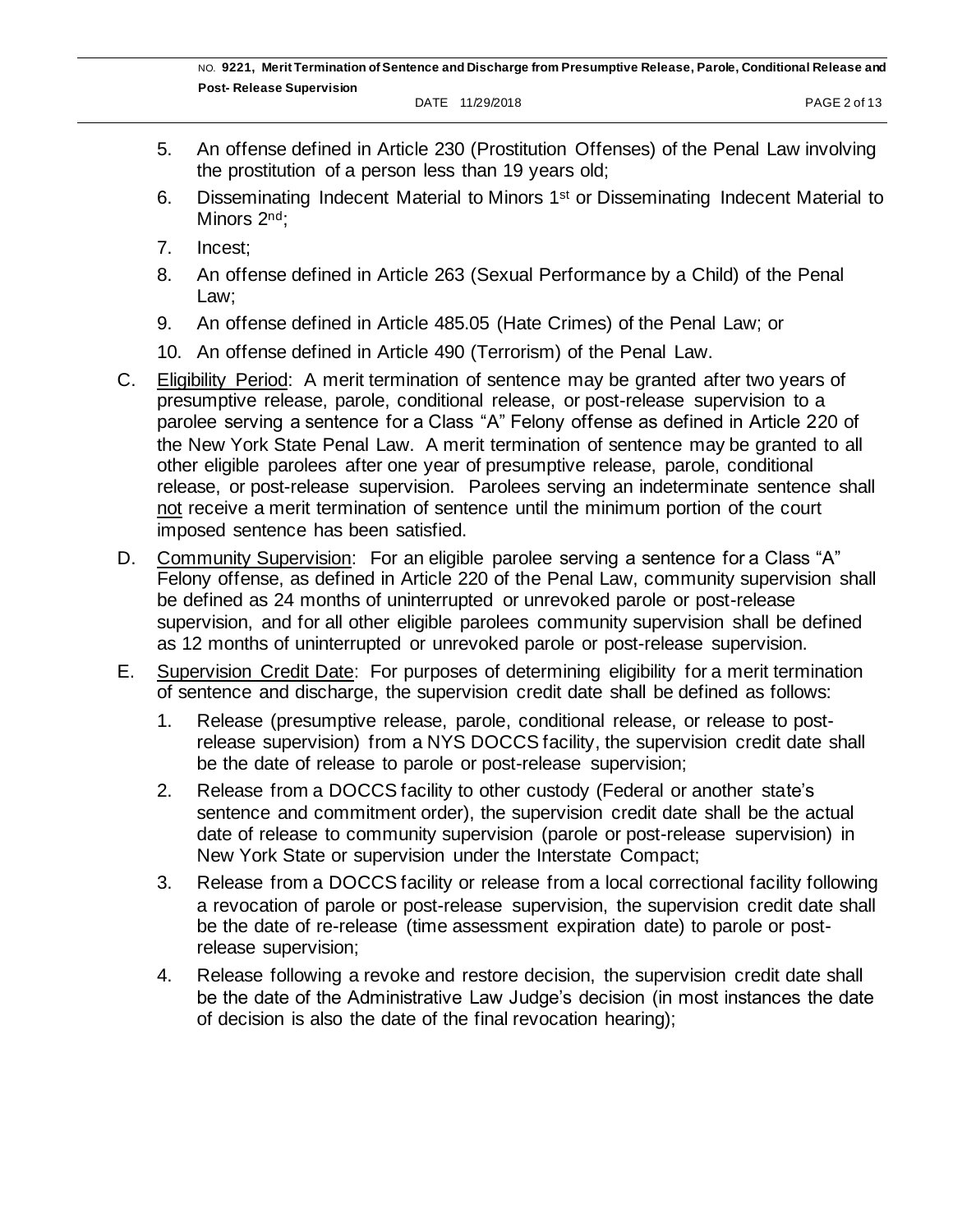5. An offense defined in Article 230 (Prostitution Offenses) of the Penal Law involving the prostitution of a person less than 19 years old;
6. Disseminating Indecent Material to Minors 1st or Disseminating Indecent Material to Minors 2nd;
7. Incest;
8. An offense defined in Article 263 (Sexual Performance by a Child) of the Penal Law;
9. An offense defined in Article 485.05 (Hate Crimes) of the Penal Law; or
10. An offense defined in Article 490 (Terrorism) of the Penal Law.

C. Eligibility Period: A merit termination of sentence may be granted after two years of presumptive release, parole, conditional release, or post-release supervision to a parolee serving a sentence for a Class "A" Felony offense as defined in Article 220 of the New York State Penal Law. A merit termination of sentence may be granted to all other eligible parolees after one year of presumptive release, parole, conditional release, or post-release supervision. Parolees serving an indeterminate sentence shall not receive a merit termination of sentence until the minimum portion of the court imposed sentence has been satisfied.

D. Community Supervision: For an eligible parolee serving a sentence for a Class "A" Felony offense, as defined in Article 220 of the Penal Law, community supervision shall be defined as 24 months of uninterrupted or unrevoked parole or post-release supervision, and for all other eligible parolees community supervision shall be defined as 12 months of uninterrupted or unrevoked parole or post-release supervision.

E. Supervision Credit Date: For purposes of determining eligibility for a merit termination of sentence and discharge, the supervision credit date shall be defined as follows:

1. Release (presumptive release, parole, conditional release, or release to post-release supervision) from a NYS DOCCS facility, the supervision credit date shall be the date of release to parole or post-release supervision;
2. Release from a DOCCS facility to other custody (Federal or another state's sentence and commitment order), the supervision credit date shall be the actual date of release to community supervision (parole or post-release supervision) in New York State or supervision under the Interstate Compact;
3. Release from a DOCCS facility or release from a local correctional facility following a revocation of parole or post-release supervision, the supervision credit date shall be the date of re-release (time assessment expiration date) to parole or post-release supervision;
4. Release following a revoke and restore decision, the supervision credit date shall be the date of the Administrative Law Judge's decision (in most instances the date of decision is also the date of the final revocation hearing);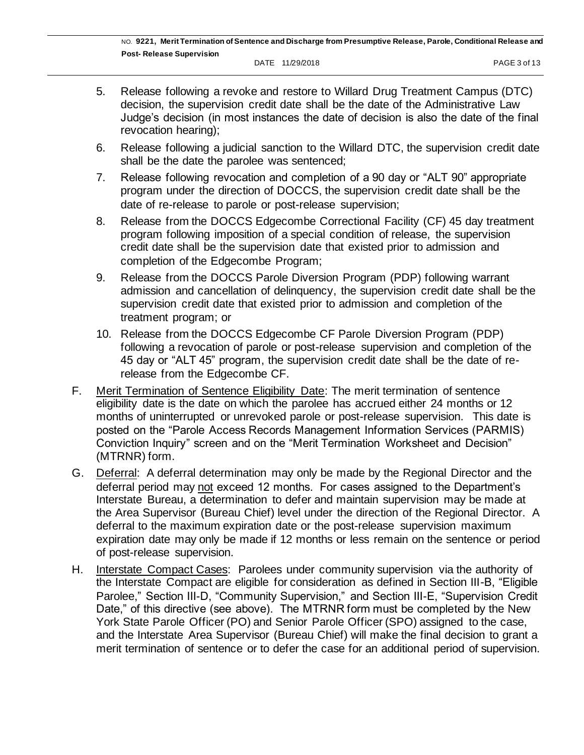5. Release following a revoke and restore to Willard Drug Treatment Campus (DTC) decision, the supervision credit date shall be the date of the Administrative Law Judge's decision (in most instances the date of decision is also the date of the final revocation hearing);
6. Release following a judicial sanction to the Willard DTC, the supervision credit date shall be the date the parolee was sentenced;
7. Release following revocation and completion of a 90 day or "ALT 90" appropriate program under the direction of DOCCS, the supervision credit date shall be the date of re-release to parole or post-release supervision;
8. Release from the DOCCS Edgecombe Correctional Facility (CF) 45 day treatment program following imposition of a special condition of release, the supervision credit date shall be the supervision date that existed prior to admission and completion of the Edgecombe Program;
9. Release from the DOCCS Parole Diversion Program (PDP) following warrant admission and cancellation of delinquency, the supervision credit date shall be the supervision credit date that existed prior to admission and completion of the treatment program; or
10. Release from the DOCCS Edgecombe CF Parole Diversion Program (PDP) following a revocation of parole or post-release supervision and completion of the 45 day or "ALT 45" program, the supervision credit date shall be the date of re-release from the Edgecombe CF.

F. Merit Termination of Sentence Eligibility Date: The merit termination of sentence eligibility date is the date on which the parolee has accrued either 24 months or 12 months of uninterrupted or unrevoked parole or post-release supervision. This date is posted on the "Parole Access Records Management Information Services (PARMIS) Conviction Inquiry" screen and on the "Merit Termination Worksheet and Decision" (MTRNR) form.

G. Deferral: A deferral determination may only be made by the Regional Director and the deferral period may not exceed 12 months. For cases assigned to the Department's Interstate Bureau, a determination to defer and maintain supervision may be made at the Area Supervisor (Bureau Chief) level under the direction of the Regional Director. A deferral to the maximum expiration date or the post-release supervision maximum expiration date may only be made if 12 months or less remain on the sentence or period of post-release supervision.

H. Interstate Compact Cases: Parolees under community supervision via the authority of the Interstate Compact are eligible for consideration as defined in Section III-B, "Eligible Parolee," Section III-D, "Community Supervision," and Section III-E, "Supervision Credit Date," of this directive (see above). The MTRNR form must be completed by the New York State Parole Officer (PO) and Senior Parole Officer (SPO) assigned to the case, and the Interstate Area Supervisor (Bureau Chief) will make the final decision to grant a merit termination of sentence or to defer the case for an additional period of supervision.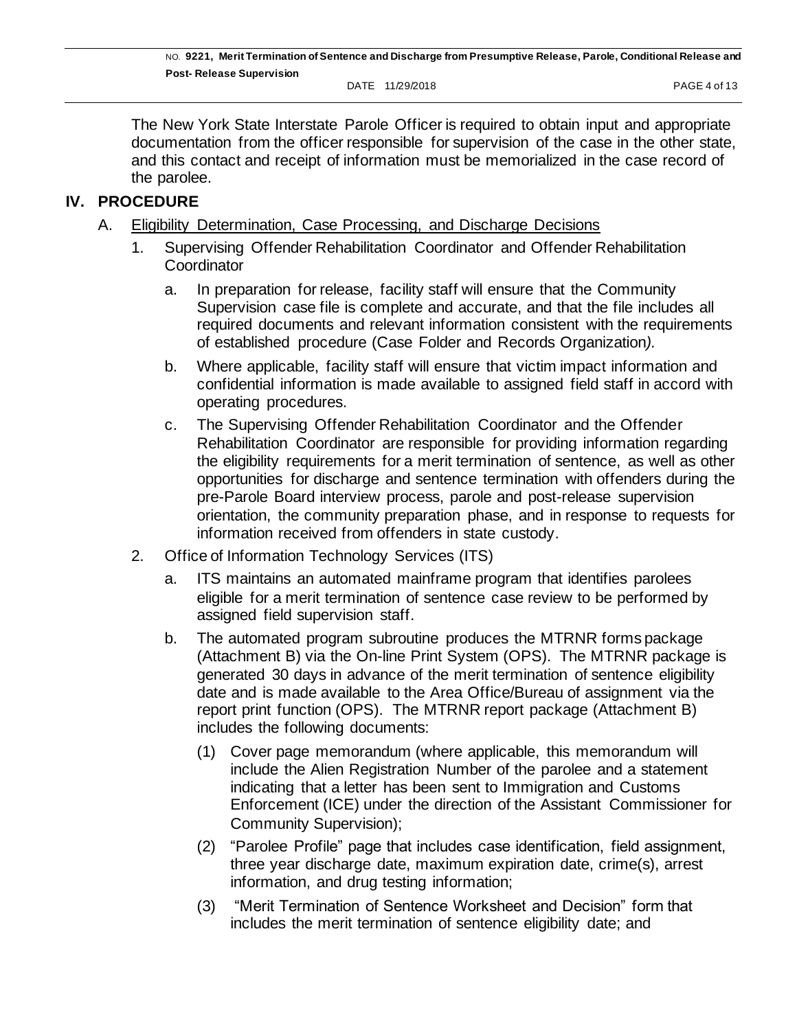The New York State Interstate Parole Officer is required to obtain input and appropriate documentation from the officer responsible for supervision of the case in the other state, and this contact and receipt of information must be memorialized in the case record of the parolee.

## IV. PROCEDURE

A. Eligibility Determination, Case Processing, and Discharge Decisions

1. Supervising Offender Rehabilitation Coordinator and Offender Rehabilitation Coordinator

   a. In preparation for release, facility staff will ensure that the Community Supervision case file is complete and accurate, and that the file includes all required documents and relevant information consistent with the requirements of established procedure (Case Folder and Records Organization*).*

   b. Where applicable, facility staff will ensure that victim impact information and confidential information is made available to assigned field staff in accord with operating procedures.

   c. The Supervising Offender Rehabilitation Coordinator and the Offender Rehabilitation Coordinator are responsible for providing information regarding the eligibility requirements for a merit termination of sentence, as well as other opportunities for discharge and sentence termination with offenders during the pre-Parole Board interview process, parole and post-release supervision orientation, the community preparation phase, and in response to requests for information received from offenders in state custody.

2. Office of Information Technology Services (ITS)

   a. ITS maintains an automated mainframe program that identifies parolees eligible for a merit termination of sentence case review to be performed by assigned field supervision staff.

   b. The automated program subroutine produces the MTRNR forms package (Attachment B) via the On-line Print System (OPS). The MTRNR package is generated 30 days in advance of the merit termination of sentence eligibility date and is made available to the Area Office/Bureau of assignment via the report print function (OPS). The MTRNR report package (Attachment B) includes the following documents:

      (1) Cover page memorandum (where applicable, this memorandum will include the Alien Registration Number of the parolee and a statement indicating that a letter has been sent to Immigration and Customs Enforcement (ICE) under the direction of the Assistant Commissioner for Community Supervision);

      (2) "Parolee Profile" page that includes case identification, field assignment, three year discharge date, maximum expiration date, crime(s), arrest information, and drug testing information;

      (3) "Merit Termination of Sentence Worksheet and Decision" form that includes the merit termination of sentence eligibility date; and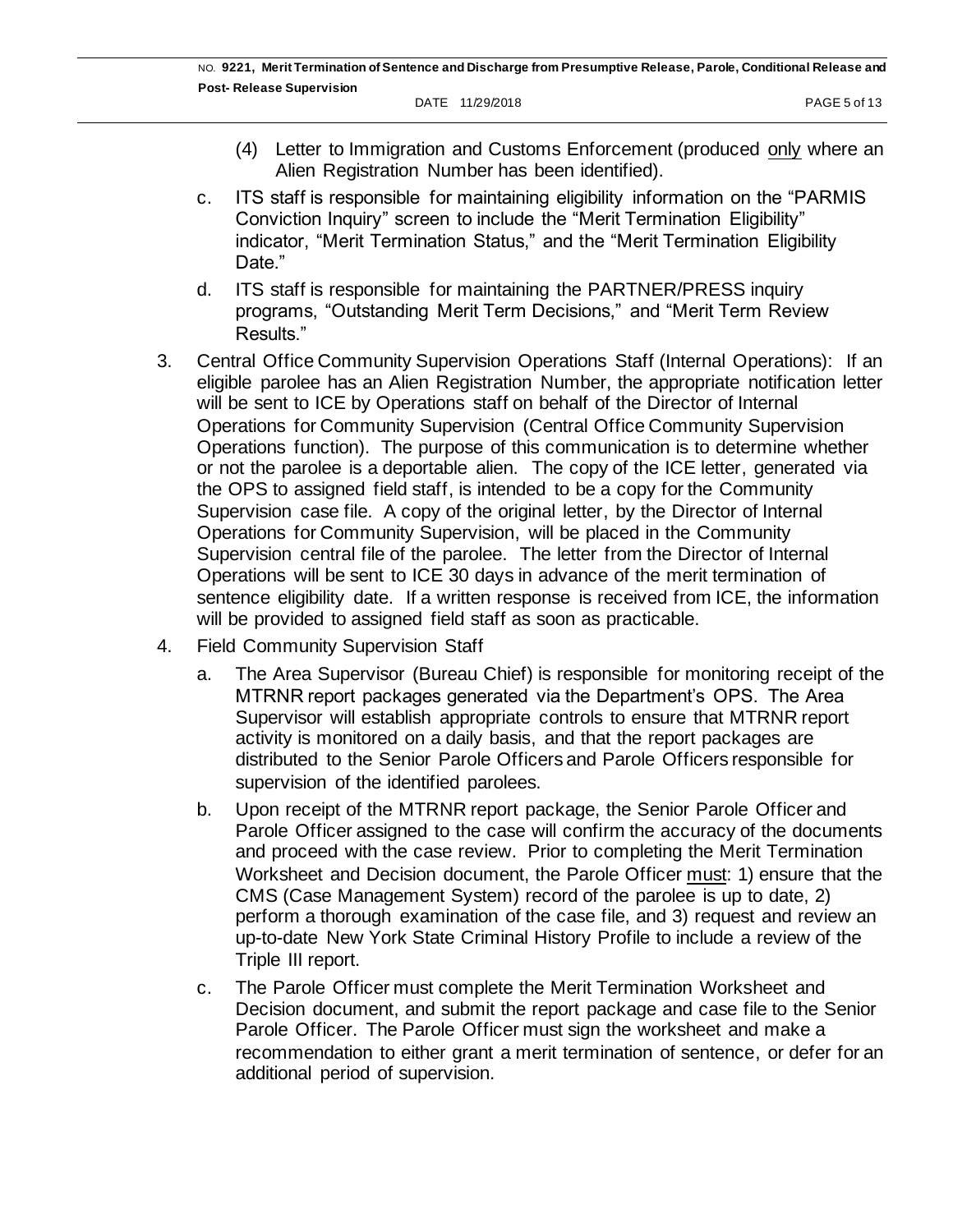(4) Letter to Immigration and Customs Enforcement (produced only where an Alien Registration Number has been identified).

c. ITS staff is responsible for maintaining eligibility information on the "PARMIS Conviction Inquiry" screen to include the "Merit Termination Eligibility" indicator, "Merit Termination Status," and the "Merit Termination Eligibility Date."

d. ITS staff is responsible for maintaining the PARTNER/PRESS inquiry programs, "Outstanding Merit Term Decisions," and "Merit Term Review Results."

3. Central Office Community Supervision Operations Staff (Internal Operations): If an eligible parolee has an Alien Registration Number, the appropriate notification letter will be sent to ICE by Operations staff on behalf of the Director of Internal Operations for Community Supervision (Central Office Community Supervision Operations function). The purpose of this communication is to determine whether or not the parolee is a deportable alien. The copy of the ICE letter, generated via the OPS to assigned field staff, is intended to be a copy for the Community Supervision case file. A copy of the original letter, by the Director of Internal Operations for Community Supervision, will be placed in the Community Supervision central file of the parolee. The letter from the Director of Internal Operations will be sent to ICE 30 days in advance of the merit termination of sentence eligibility date. If a written response is received from ICE, the information will be provided to assigned field staff as soon as practicable.

4. Field Community Supervision Staff

a. The Area Supervisor (Bureau Chief) is responsible for monitoring receipt of the MTRNR report packages generated via the Department's OPS. The Area Supervisor will establish appropriate controls to ensure that MTRNR report activity is monitored on a daily basis, and that the report packages are distributed to the Senior Parole Officers and Parole Officers responsible for supervision of the identified parolees.

b. Upon receipt of the MTRNR report package, the Senior Parole Officer and Parole Officer assigned to the case will confirm the accuracy of the documents and proceed with the case review. Prior to completing the Merit Termination Worksheet and Decision document, the Parole Officer must: 1) ensure that the CMS (Case Management System) record of the parolee is up to date, 2) perform a thorough examination of the case file, and 3) request and review an up-to-date New York State Criminal History Profile to include a review of the Triple III report.

c. The Parole Officer must complete the Merit Termination Worksheet and Decision document, and submit the report package and case file to the Senior Parole Officer. The Parole Officer must sign the worksheet and make a recommendation to either grant a merit termination of sentence, or defer for an additional period of supervision.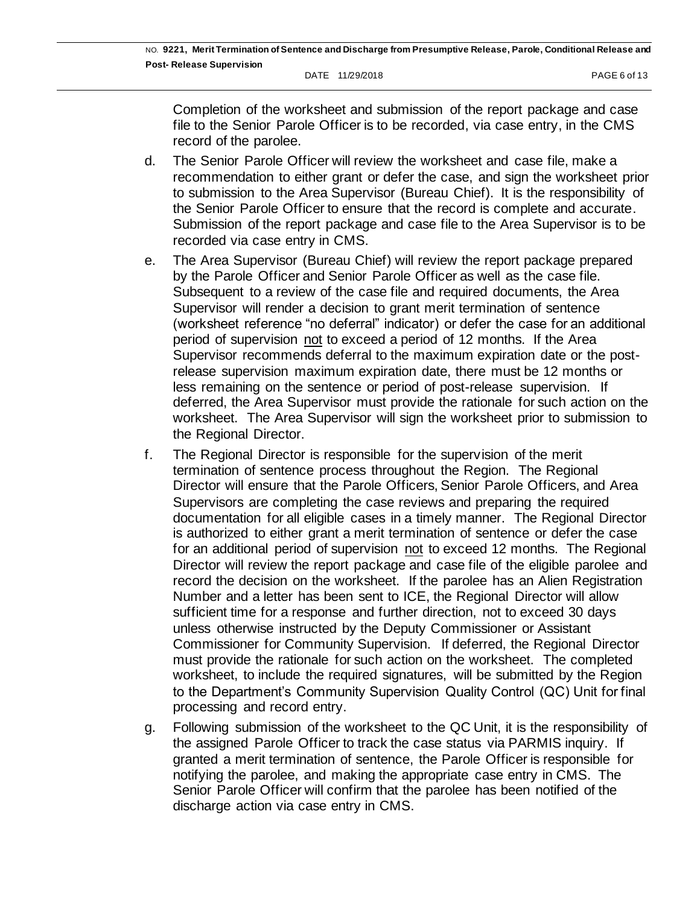Completion of the worksheet and submission of the report package and case file to the Senior Parole Officer is to be recorded, via case entry, in the CMS record of the parolee.

d. The Senior Parole Officer will review the worksheet and case file, make a recommendation to either grant or defer the case, and sign the worksheet prior to submission to the Area Supervisor (Bureau Chief). It is the responsibility of the Senior Parole Officer to ensure that the record is complete and accurate. Submission of the report package and case file to the Area Supervisor is to be recorded via case entry in CMS.

e. The Area Supervisor (Bureau Chief) will review the report package prepared by the Parole Officer and Senior Parole Officer as well as the case file. Subsequent to a review of the case file and required documents, the Area Supervisor will render a decision to grant merit termination of sentence (worksheet reference "no deferral" indicator) or defer the case for an additional period of supervision not to exceed a period of 12 months. If the Area Supervisor recommends deferral to the maximum expiration date or the post-release supervision maximum expiration date, there must be 12 months or less remaining on the sentence or period of post-release supervision. If deferred, the Area Supervisor must provide the rationale for such action on the worksheet. The Area Supervisor will sign the worksheet prior to submission to the Regional Director.

f. The Regional Director is responsible for the supervision of the merit termination of sentence process throughout the Region. The Regional Director will ensure that the Parole Officers, Senior Parole Officers, and Area Supervisors are completing the case reviews and preparing the required documentation for all eligible cases in a timely manner. The Regional Director is authorized to either grant a merit termination of sentence or defer the case for an additional period of supervision not to exceed 12 months. The Regional Director will review the report package and case file of the eligible parolee and record the decision on the worksheet. If the parolee has an Alien Registration Number and a letter has been sent to ICE, the Regional Director will allow sufficient time for a response and further direction, not to exceed 30 days unless otherwise instructed by the Deputy Commissioner or Assistant Commissioner for Community Supervision. If deferred, the Regional Director must provide the rationale for such action on the worksheet. The completed worksheet, to include the required signatures, will be submitted by the Region to the Department's Community Supervision Quality Control (QC) Unit for final processing and record entry.

g. Following submission of the worksheet to the QC Unit, it is the responsibility of the assigned Parole Officer to track the case status via PARMIS inquiry. If granted a merit termination of sentence, the Parole Officer is responsible for notifying the parolee, and making the appropriate case entry in CMS. The Senior Parole Officer will confirm that the parolee has been notified of the discharge action via case entry in CMS.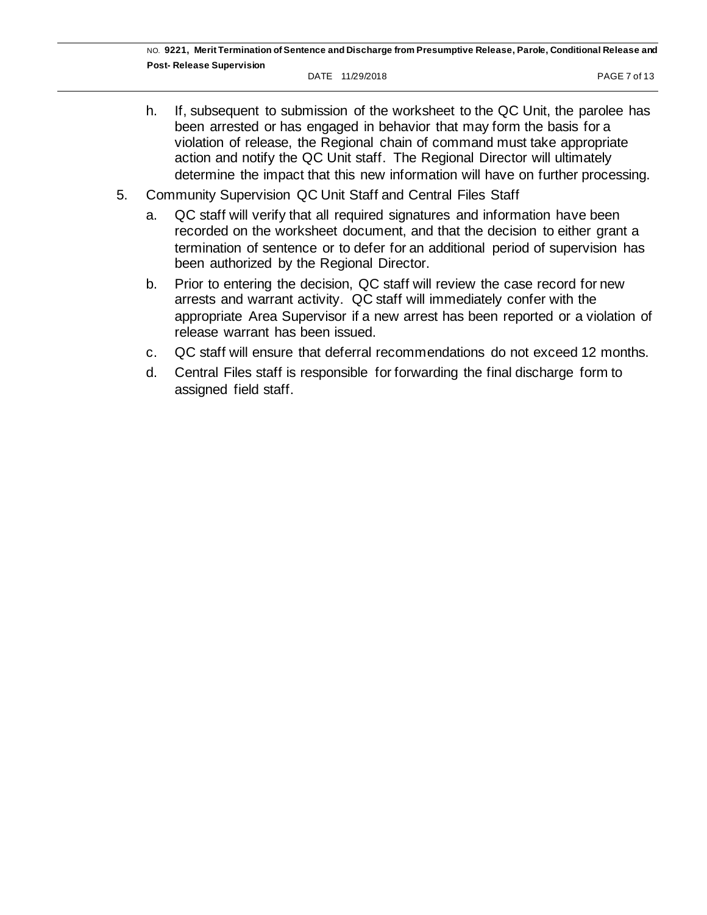h. If, subsequent to submission of the worksheet to the QC Unit, the parolee has been arrested or has engaged in behavior that may form the basis for a violation of release, the Regional chain of command must take appropriate action and notify the QC Unit staff. The Regional Director will ultimately determine the impact that this new information will have on further processing.

5. Community Supervision QC Unit Staff and Central Files Staff

   a. QC staff will verify that all required signatures and information have been recorded on the worksheet document, and that the decision to either grant a termination of sentence or to defer for an additional period of supervision has been authorized by the Regional Director.

   b. Prior to entering the decision, QC staff will review the case record for new arrests and warrant activity. QC staff will immediately confer with the appropriate Area Supervisor if a new arrest has been reported or a violation of release warrant has been issued.

   c. QC staff will ensure that deferral recommendations do not exceed 12 months.

   d. Central Files staff is responsible for forwarding the final discharge form to assigned field staff.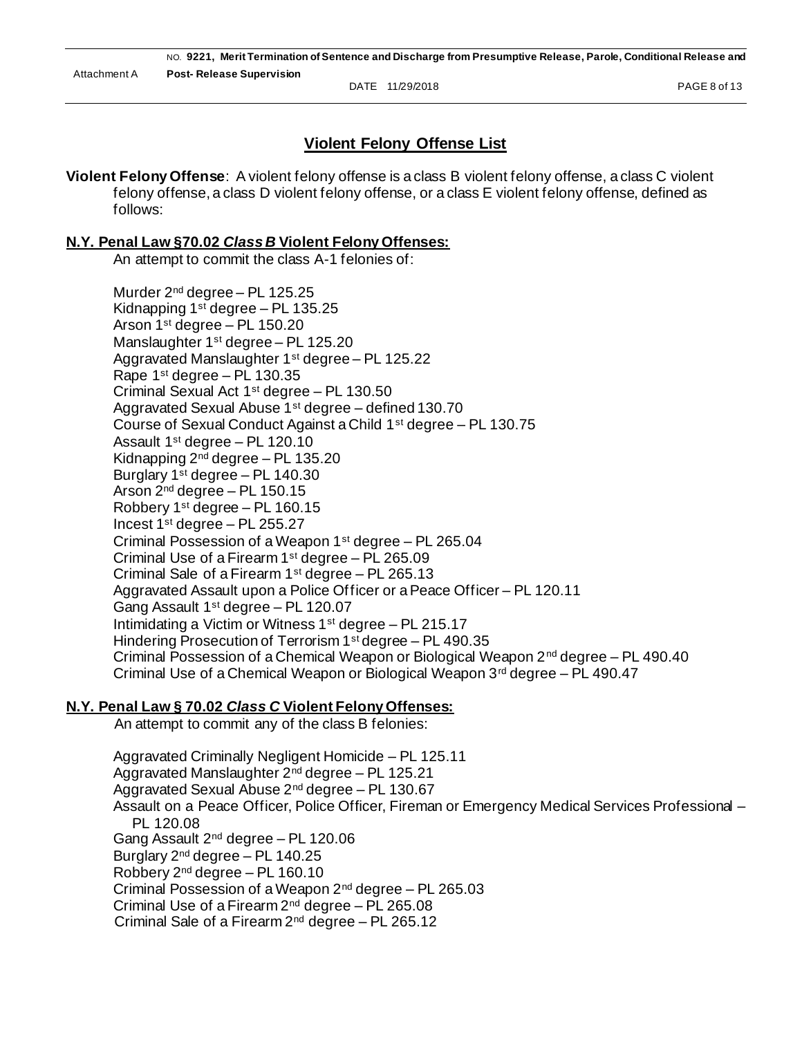## Violent Felony Offense List

**Violent Felony Offense**: A violent felony offense is a class B violent felony offense, a class C violent felony offense, a class D violent felony offense, or a class E violent felony offense, defined as follows:

### N.Y. Penal Law §70.02 *Class B* Violent Felony Offenses:

An attempt to commit the class A-1 felonies of:

Murder 2nd degree – PL 125.25
Kidnapping 1st degree – PL 135.25
Arson 1st degree – PL 150.20
Manslaughter 1st degree – PL 125.20
Aggravated Manslaughter 1st degree – PL 125.22
Rape 1st degree – PL 130.35
Criminal Sexual Act 1st degree – PL 130.50
Aggravated Sexual Abuse 1st degree – defined 130.70
Course of Sexual Conduct Against a Child 1st degree – PL 130.75
Assault 1st degree – PL 120.10
Kidnapping 2nd degree – PL 135.20
Burglary 1st degree – PL 140.30
Arson 2nd degree – PL 150.15
Robbery 1st degree – PL 160.15
Incest 1st degree – PL 255.27
Criminal Possession of a Weapon 1st degree – PL 265.04
Criminal Use of a Firearm 1st degree – PL 265.09
Criminal Sale of a Firearm 1st degree – PL 265.13
Aggravated Assault upon a Police Officer or a Peace Officer – PL 120.11
Gang Assault 1st degree – PL 120.07
Intimidating a Victim or Witness 1st degree – PL 215.17
Hindering Prosecution of Terrorism 1st degree – PL 490.35
Criminal Possession of a Chemical Weapon or Biological Weapon 2nd degree – PL 490.40
Criminal Use of a Chemical Weapon or Biological Weapon 3rd degree – PL 490.47

### N.Y. Penal Law § 70.02 *Class C* Violent Felony Offenses:

An attempt to commit any of the class B felonies:

Aggravated Criminally Negligent Homicide – PL 125.11
Aggravated Manslaughter 2nd degree – PL 125.21
Aggravated Sexual Abuse 2nd degree – PL 130.67
Assault on a Peace Officer, Police Officer, Fireman or Emergency Medical Services Professional – PL 120.08
Gang Assault 2nd degree – PL 120.06
Burglary 2nd degree – PL 140.25
Robbery 2nd degree – PL 160.10
Criminal Possession of a Weapon 2nd degree – PL 265.03
Criminal Use of a Firearm 2nd degree – PL 265.08
Criminal Sale of a Firearm 2nd degree – PL 265.12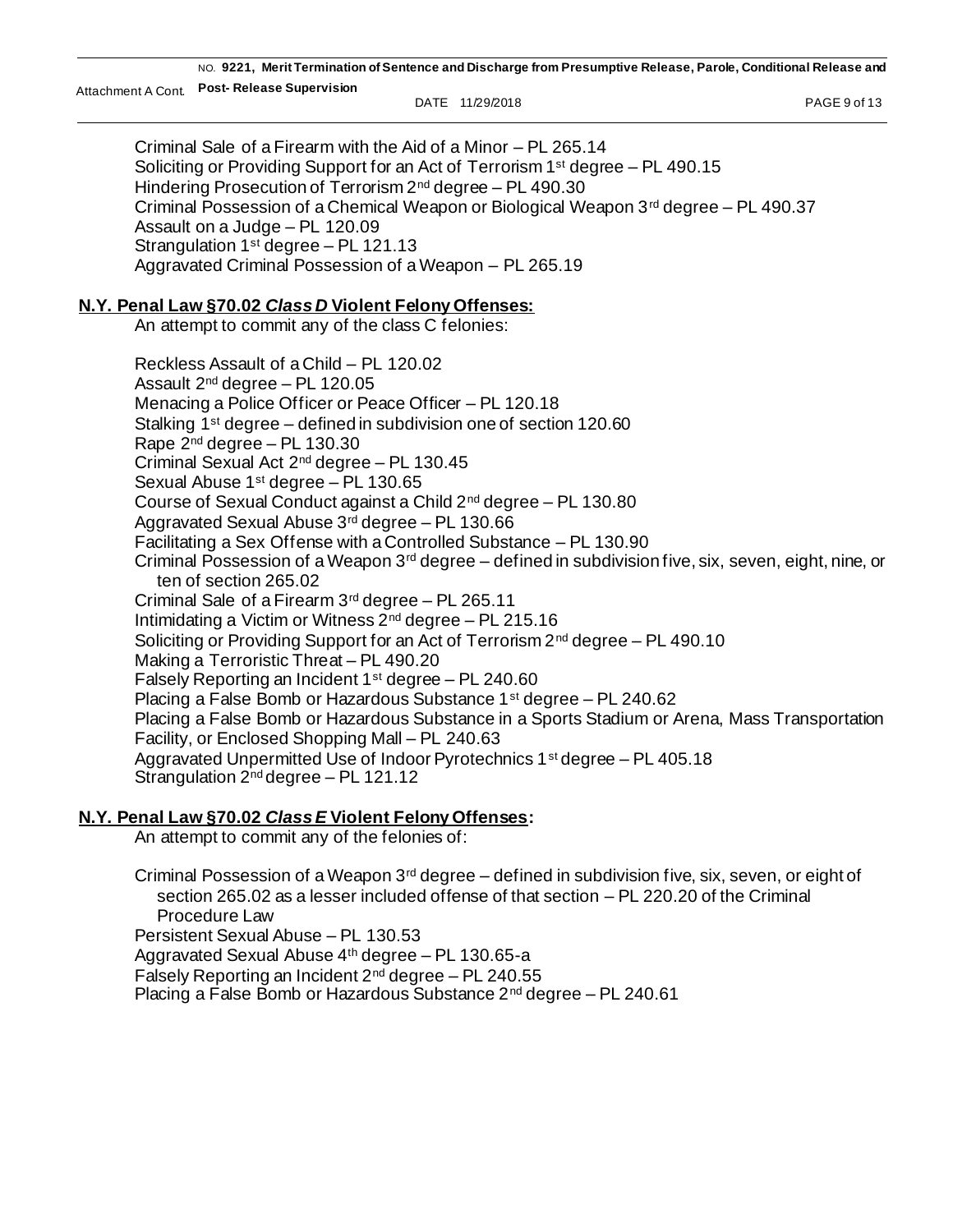Criminal Sale of a Firearm with the Aid of a Minor – PL 265.14
Soliciting or Providing Support for an Act of Terrorism 1st degree – PL 490.15
Hindering Prosecution of Terrorism 2nd degree – PL 490.30
Criminal Possession of a Chemical Weapon or Biological Weapon 3rd degree – PL 490.37
Assault on a Judge – PL 120.09
Strangulation 1st degree – PL 121.13
Aggravated Criminal Possession of a Weapon – PL 265.19

**N.Y. Penal Law §70.02 *Class D* Violent Felony Offenses:**

An attempt to commit any of the class C felonies:

Reckless Assault of a Child – PL 120.02
Assault 2nd degree – PL 120.05
Menacing a Police Officer or Peace Officer – PL 120.18
Stalking 1st degree – defined in subdivision one of section 120.60
Rape 2nd degree – PL 130.30
Criminal Sexual Act 2nd degree – PL 130.45
Sexual Abuse 1st degree – PL 130.65
Course of Sexual Conduct against a Child 2nd degree – PL 130.80
Aggravated Sexual Abuse 3rd degree – PL 130.66
Facilitating a Sex Offense with a Controlled Substance – PL 130.90
Criminal Possession of a Weapon 3rd degree – defined in subdivision five, six, seven, eight, nine, or ten of section 265.02
Criminal Sale of a Firearm 3rd degree – PL 265.11
Intimidating a Victim or Witness 2nd degree – PL 215.16
Soliciting or Providing Support for an Act of Terrorism 2nd degree – PL 490.10
Making a Terroristic Threat – PL 490.20
Falsely Reporting an Incident 1st degree – PL 240.60
Placing a False Bomb or Hazardous Substance 1st degree – PL 240.62
Placing a False Bomb or Hazardous Substance in a Sports Stadium or Arena, Mass Transportation Facility, or Enclosed Shopping Mall – PL 240.63
Aggravated Unpermitted Use of Indoor Pyrotechnics 1st degree – PL 405.18
Strangulation 2nd degree – PL 121.12

**N.Y. Penal Law §70.02 *Class E* Violent Felony Offenses:**

An attempt to commit any of the felonies of:

Criminal Possession of a Weapon 3rd degree – defined in subdivision five, six, seven, or eight of section 265.02 as a lesser included offense of that section – PL 220.20 of the Criminal Procedure Law
Persistent Sexual Abuse – PL 130.53
Aggravated Sexual Abuse 4th degree – PL 130.65-a
Falsely Reporting an Incident 2nd degree – PL 240.55
Placing a False Bomb or Hazardous Substance 2nd degree – PL 240.61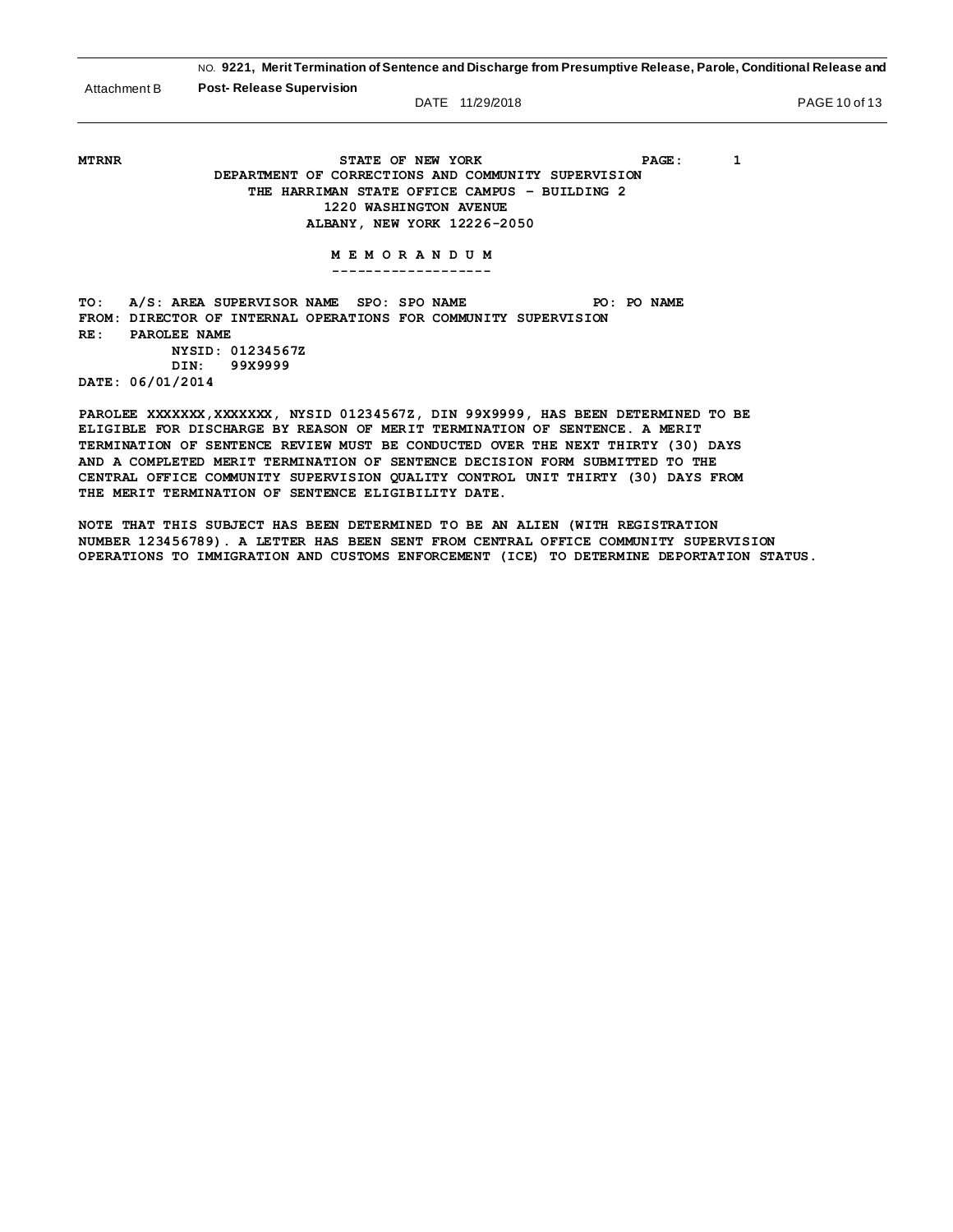Attachment B

**MTRNR** **STATE OF NEW YORK** **PAGE: 1**

**DEPARTMENT OF CORRECTIONS AND COMMUNITY SUPERVISION**
**THE HARRIMAN STATE OFFICE CAMPUS – BUILDING 2**
**1220 WASHINGTON AVENUE**
**ALBANY, NEW YORK 12226-2050**

**M E M O R A N D U M**

**TO: A/S: AREA SUPERVISOR NAME SPO: SPO NAME PO: PO NAME**
**FROM: DIRECTOR OF INTERNAL OPERATIONS FOR COMMUNITY SUPERVISION**
**RE: PAROLEE NAME**
**NYSID: 01234567Z**
**DIN: 99X9999**
**DATE: 06/01/2014**

**PAROLEE XXXXXXX,XXXXXXX, NYSID 01234567Z, DIN 99X9999, HAS BEEN DETERMINED TO BE ELIGIBLE FOR DISCHARGE BY REASON OF MERIT TERMINATION OF SENTENCE. A MERIT TERMINATION OF SENTENCE REVIEW MUST BE CONDUCTED OVER THE NEXT THIRTY (30) DAYS AND A COMPLETED MERIT TERMINATION OF SENTENCE DECISION FORM SUBMITTED TO THE CENTRAL OFFICE COMMUNITY SUPERVISION QUALITY CONTROL UNIT THIRTY (30) DAYS FROM THE MERIT TERMINATION OF SENTENCE ELIGIBILITY DATE.**

**NOTE THAT THIS SUBJECT HAS BEEN DETERMINED TO BE AN ALIEN (WITH REGISTRATION NUMBER 123456789). A LETTER HAS BEEN SENT FROM CENTRAL OFFICE COMMUNITY SUPERVISION OPERATIONS TO IMMIGRATION AND CUSTOMS ENFORCEMENT (ICE) TO DETERMINE DEPORTATION STATUS.**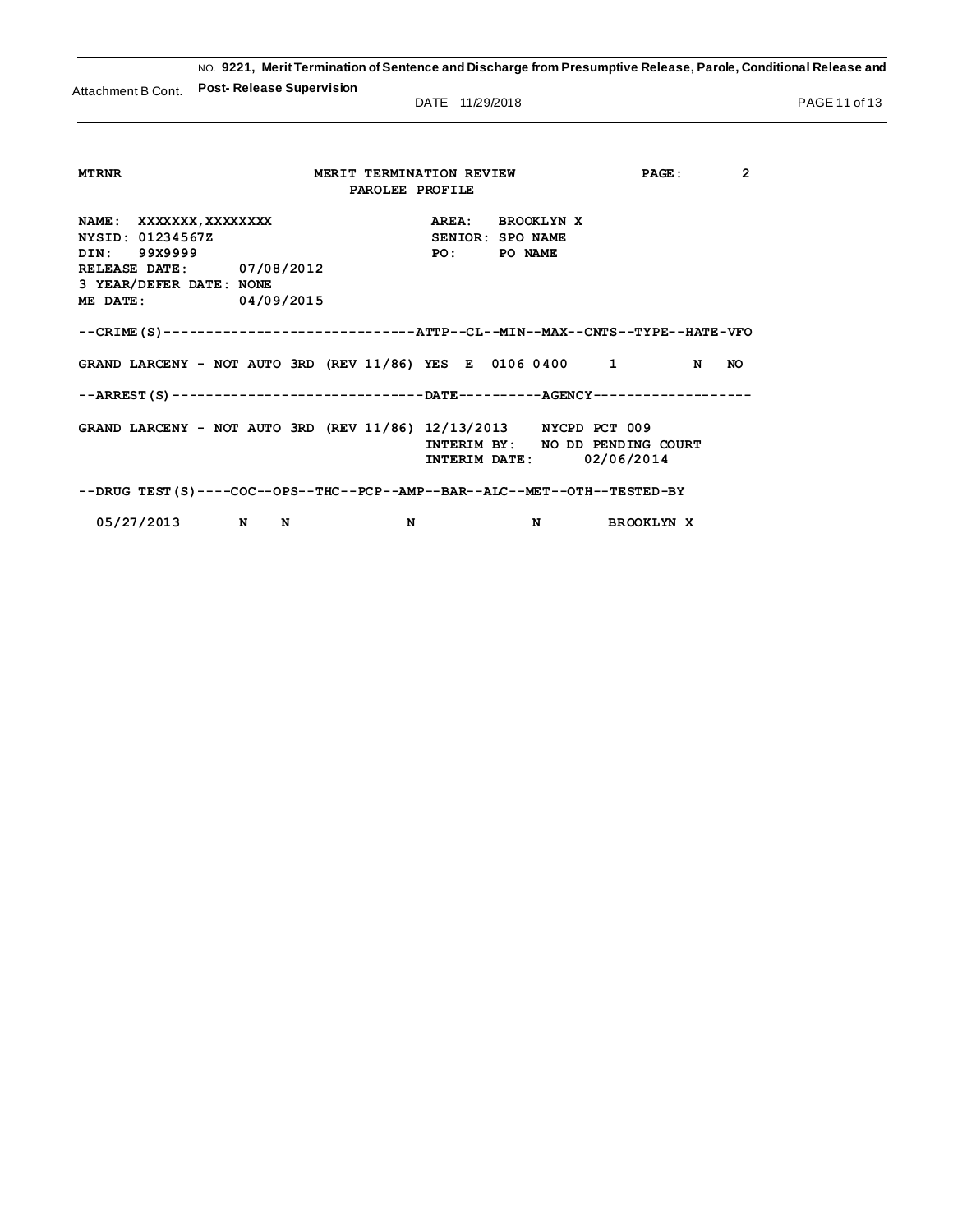Attachment B Cont.

MTRNR

**MERIT TERMINATION REVIEW**
**PAROLEE PROFILE**

PAGE: 2

```
NAME:  XXXXXXX,XXXXXXXX                    AREA:   BROOKLYN X
NYSID: 01234567Z                           SENIOR: SPO NAME
DIN:   99X9999                             PO:     PO NAME
RELEASE DATE:      07/08/2012
3 YEAR/DEFER DATE: NONE
ME DATE:           04/09/2015

--CRIME(S)-----------------------------ATTP--CL--MIN--MAX--CNTS--TYPE--HATE-VFO

GRAND LARCENY - NOT AUTO 3RD (REV 11/86) YES  E  0106 0400    1          N   NO

--ARREST(S)----------------------------DATE----------AGENCY------------------

GRAND LARCENY - NOT AUTO 3RD (REV 11/86) 12/13/2013    NYCPD PCT 009
                                         INTERIM BY:   NO DD PENDING COURT
                                         INTERIM DATE:      02/06/2014

--DRUG TEST(S)----COC--OPS--THC--PCP--AMP--BAR--ALC--MET--OTH--TESTED-BY

  05/27/2013      N    N              N              N        BROOKLYN X
```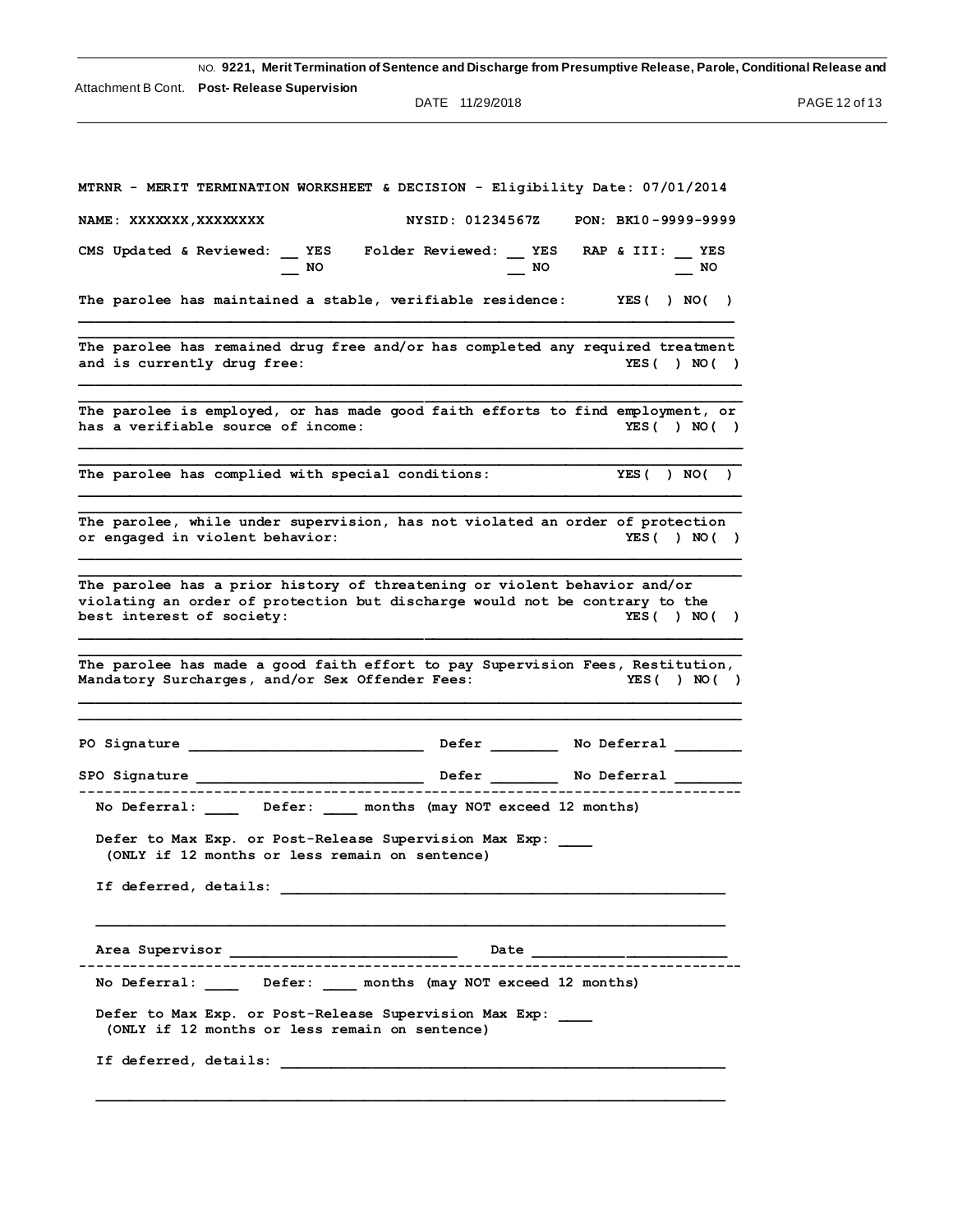Attachment B Cont.

**MTRNR - MERIT TERMINATION WORKSHEET & DECISION - Eligibility Date: 07/01/2014**

**NAME: XXXXXXX,XXXXXXXX** **NYSID: 01234567Z** **PON: BK10-9999-9999**

**CMS Updated & Reviewed:** __ YES __ NO **Folder Reviewed:** __ YES __ NO **RAP & III:** __ YES __ NO

**The parolee has maintained a stable, verifiable residence:** YES( ) NO( )

---

**The parolee has remained drug free and/or has completed any required treatment and is currently drug free:** YES( ) NO( )

---

**The parolee is employed, or has made good faith efforts to find employment, or has a verifiable source of income:** YES( ) NO( )

---

**The parolee has complied with special conditions:** YES( ) NO( )

---

**The parolee, while under supervision, has not violated an order of protection or engaged in violent behavior:** YES( ) NO( )

---

**The parolee has a prior history of threatening or violent behavior and/or violating an order of protection but discharge would not be contrary to the best interest of society:** YES( ) NO( )

---

**The parolee has made a good faith effort to pay Supervision Fees, Restitution, Mandatory Surcharges, and/or Sex Offender Fees:** YES( ) NO( )

---

**PO Signature** ____________________ **Defer** ________ **No Deferral** ________

**SPO Signature** ____________________ **Defer** ________ **No Deferral** ________

---

**No Deferral:** ____ **Defer:** ____ **months (may NOT exceed 12 months)**

**Defer to Max Exp. or Post-Release Supervision Max Exp:** ____
**(ONLY if 12 months or less remain on sentence)**

**If deferred, details:** ____________________

**Area Supervisor** ____________________ **Date** ____________________

---

**No Deferral:** ____ **Defer:** ____ **months (may NOT exceed 12 months)**

**Defer to Max Exp. or Post-Release Supervision Max Exp:** ____
**(ONLY if 12 months or less remain on sentence)**

**If deferred, details:** ____________________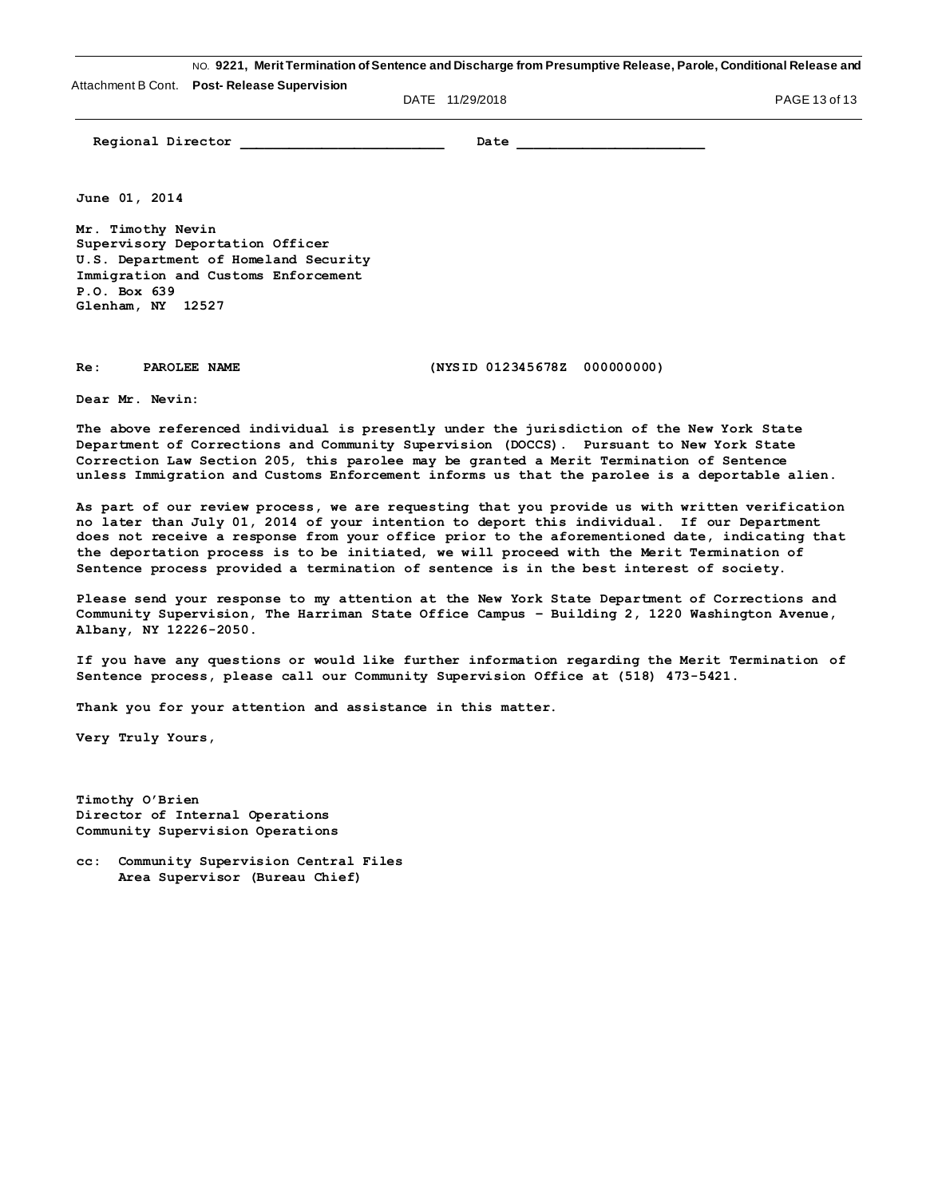**Regional Director** \_\_\_\_\_\_\_\_\_\_\_\_\_\_\_\_\_\_\_\_\_\_\_\_\_ **Date** \_\_\_\_\_\_\_\_\_\_\_\_\_\_\_\_\_\_\_\_\_\_\_\_

**June 01, 2014**

**Mr. Timothy Nevin**
**Supervisory Deportation Officer**
**U.S. Department of Homeland Security**
**Immigration and Customs Enforcement**
**P.O. Box 639**
**Glenham, NY 12527**

**Re: PAROLEE NAME (NYSID 012345678Z 000000000)**

**Dear Mr. Nevin:**

**The above referenced individual is presently under the jurisdiction of the New York State Department of Corrections and Community Supervision (DOCCS). Pursuant to New York State Correction Law Section 205, this parolee may be granted a Merit Termination of Sentence unless Immigration and Customs Enforcement informs us that the parolee is a deportable alien.**

**As part of our review process, we are requesting that you provide us with written verification no later than July 01, 2014 of your intention to deport this individual. If our Department does not receive a response from your office prior to the aforementioned date, indicating that the deportation process is to be initiated, we will proceed with the Merit Termination of Sentence process provided a termination of sentence is in the best interest of society.**

**Please send your response to my attention at the New York State Department of Corrections and Community Supervision, The Harriman State Office Campus – Building 2, 1220 Washington Avenue, Albany, NY 12226-2050.**

**If you have any questions or would like further information regarding the Merit Termination of Sentence process, please call our Community Supervision Office at (518) 473-5421.**

**Thank you for your attention and assistance in this matter.**

**Very Truly Yours,**

**Timothy O'Brien**
**Director of Internal Operations**
**Community Supervision Operations**

**cc: Community Supervision Central Files**
**Area Supervisor (Bureau Chief)**